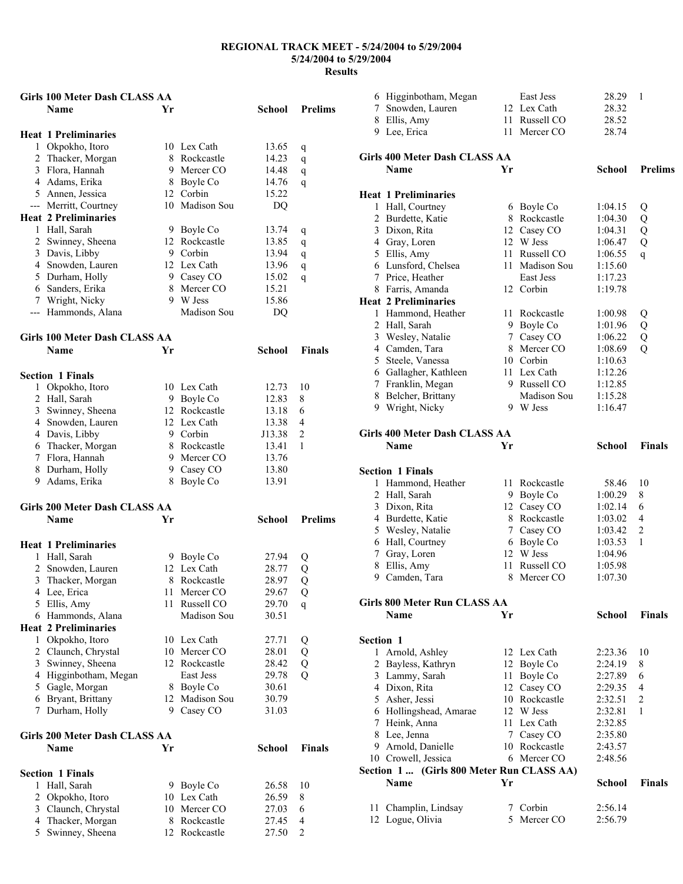# REGIONAL TRACK MEET - 5/24/2004 to 5/29/2004
## 5/24/2004 to 5/29/2004
## Results

### Girls 100 Meter Dash CLASS AA

| | Name | Yr | School | Prelims | |
|---|---|---|---|---|---|
| **Heat 1 Preliminaries** | | | | | |
| 1 | Okpokho, Itoro | 10 | Lex Cath | 13.65 | q |
| 2 | Thacker, Morgan | 8 | Rockcastle | 14.23 | q |
| 3 | Flora, Hannah | 9 | Mercer CO | 14.48 | q |
| 4 | Adams, Erika | 8 | Boyle Co | 14.76 | q |
| 5 | Annen, Jessica | 12 | Corbin | 15.22 | |
| --- | Merritt, Courtney | 10 | Madison Sou | DQ | |
| **Heat 2 Preliminaries** | | | | | |
| 1 | Hall, Sarah | 9 | Boyle Co | 13.74 | q |
| 2 | Swinney, Sheena | 12 | Rockcastle | 13.85 | q |
| 3 | Davis, Libby | 9 | Corbin | 13.94 | q |
| 4 | Snowden, Lauren | 12 | Lex Cath | 13.96 | q |
| 5 | Durham, Holly | 9 | Casey CO | 15.02 | q |
| 6 | Sanders, Erika | 8 | Mercer CO | 15.21 | |
| 7 | Wright, Nicky | 9 | W Jess | 15.86 | |
| --- | Hammonds, Alana | | Madison Sou | DQ | |

### Girls 100 Meter Dash CLASS AA

| | Name | Yr | School | Finals | |
|---|---|---|---|---|---|
| **Section 1 Finals** | | | | | |
| 1 | Okpokho, Itoro | 10 | Lex Cath | 12.73 | 10 |
| 2 | Hall, Sarah | 9 | Boyle Co | 12.83 | 8 |
| 3 | Swinney, Sheena | 12 | Rockcastle | 13.18 | 6 |
| 4 | Snowden, Lauren | 12 | Lex Cath | 13.38 | 4 |
| 4 | Davis, Libby | 9 | Corbin | J13.38 | 2 |
| 6 | Thacker, Morgan | 8 | Rockcastle | 13.41 | 1 |
| 7 | Flora, Hannah | 9 | Mercer CO | 13.76 | |
| 8 | Durham, Holly | 9 | Casey CO | 13.80 | |
| 9 | Adams, Erika | 8 | Boyle Co | 13.91 | |

### Girls 200 Meter Dash CLASS AA

| | Name | Yr | School | Prelims | |
|---|---|---|---|---|---|
| **Heat 1 Preliminaries** | | | | | |
| 1 | Hall, Sarah | 9 | Boyle Co | 27.94 | Q |
| 2 | Snowden, Lauren | 12 | Lex Cath | 28.77 | Q |
| 3 | Thacker, Morgan | 8 | Rockcastle | 28.97 | Q |
| 4 | Lee, Erica | 11 | Mercer CO | 29.67 | Q |
| 5 | Ellis, Amy | 11 | Russell CO | 29.70 | q |
| 6 | Hammonds, Alana | | Madison Sou | 30.51 | |
| **Heat 2 Preliminaries** | | | | | |
| 1 | Okpokho, Itoro | 10 | Lex Cath | 27.71 | Q |
| 2 | Claunch, Chrystal | 10 | Mercer CO | 28.01 | Q |
| 3 | Swinney, Sheena | 12 | Rockcastle | 28.42 | Q |
| 4 | Higginbotham, Megan | | East Jess | 29.78 | Q |
| 5 | Gagle, Morgan | 8 | Boyle Co | 30.61 | |
| 6 | Bryant, Brittany | 12 | Madison Sou | 30.79 | |
| 7 | Durham, Holly | 9 | Casey CO | 31.03 | |

### Girls 200 Meter Dash CLASS AA

| | Name | Yr | School | Finals | |
|---|---|---|---|---|---|
| **Section 1 Finals** | | | | | |
| 1 | Hall, Sarah | 9 | Boyle Co | 26.58 | 10 |
| 2 | Okpokho, Itoro | 10 | Lex Cath | 26.59 | 8 |
| 3 | Claunch, Chrystal | 10 | Mercer CO | 27.03 | 6 |
| 4 | Thacker, Morgan | 8 | Rockcastle | 27.45 | 4 |
| 5 | Swinney, Sheena | 12 | Rockcastle | 27.50 | 2 |
| 6 | Higginbotham, Megan | | East Jess | 28.29 | 1 |
| 7 | Snowden, Lauren | 12 | Lex Cath | 28.32 | |
| 8 | Ellis, Amy | 11 | Russell CO | 28.52 | |
| 9 | Lee, Erica | 11 | Mercer CO | 28.74 | |

### Girls 400 Meter Dash CLASS AA

| | Name | Yr | School | Prelims | |
|---|---|---|---|---|---|
| **Heat 1 Preliminaries** | | | | | |
| 1 | Hall, Courtney | 6 | Boyle Co | 1:04.15 | Q |
| 2 | Burdette, Katie | 8 | Rockcastle | 1:04.30 | Q |
| 3 | Dixon, Rita | 12 | Casey CO | 1:04.31 | Q |
| 4 | Gray, Loren | 12 | W Jess | 1:06.47 | Q |
| 5 | Ellis, Amy | 11 | Russell CO | 1:06.55 | q |
| 6 | Lunsford, Chelsea | 11 | Madison Sou | 1:15.60 | |
| 7 | Price, Heather | | East Jess | 1:17.23 | |
| 8 | Farris, Amanda | 12 | Corbin | 1:19.78 | |
| **Heat 2 Preliminaries** | | | | | |
| 1 | Hammond, Heather | 11 | Rockcastle | 1:00.98 | Q |
| 2 | Hall, Sarah | 9 | Boyle Co | 1:01.96 | Q |
| 3 | Wesley, Natalie | 7 | Casey CO | 1:06.22 | Q |
| 4 | Camden, Tara | 8 | Mercer CO | 1:08.69 | Q |
| 5 | Steele, Vanessa | 10 | Corbin | 1:10.63 | |
| 6 | Gallagher, Kathleen | 11 | Lex Cath | 1:12.26 | |
| 7 | Franklin, Megan | 9 | Russell CO | 1:12.85 | |
| 8 | Belcher, Brittany | | Madison Sou | 1:15.28 | |
| 9 | Wright, Nicky | 9 | W Jess | 1:16.47 | |

### Girls 400 Meter Dash CLASS AA

| | Name | Yr | School | Finals | |
|---|---|---|---|---|---|
| **Section 1 Finals** | | | | | |
| 1 | Hammond, Heather | 11 | Rockcastle | 58.46 | 10 |
| 2 | Hall, Sarah | 9 | Boyle Co | 1:00.29 | 8 |
| 3 | Dixon, Rita | 12 | Casey CO | 1:02.14 | 6 |
| 4 | Burdette, Katie | 8 | Rockcastle | 1:03.02 | 4 |
| 5 | Wesley, Natalie | 7 | Casey CO | 1:03.42 | 2 |
| 6 | Hall, Courtney | 6 | Boyle Co | 1:03.53 | 1 |
| 7 | Gray, Loren | 12 | W Jess | 1:04.96 | |
| 8 | Ellis, Amy | 11 | Russell CO | 1:05.98 | |
| 9 | Camden, Tara | 8 | Mercer CO | 1:07.30 | |

### Girls 800 Meter Run CLASS AA

| | Name | Yr | School | Finals | |
|---|---|---|---|---|---|
| **Section 1** | | | | | |
| 1 | Arnold, Ashley | 12 | Lex Cath | 2:23.36 | 10 |
| 2 | Bayless, Kathryn | 12 | Boyle Co | 2:24.19 | 8 |
| 3 | Lammy, Sarah | 11 | Boyle Co | 2:27.89 | 6 |
| 4 | Dixon, Rita | 12 | Casey CO | 2:29.35 | 4 |
| 5 | Asher, Jessi | 10 | Rockcastle | 2:32.51 | 2 |
| 6 | Hollingshead, Amarae | 12 | W Jess | 2:32.81 | 1 |
| 7 | Heink, Anna | 11 | Lex Cath | 2:32.85 | |
| 8 | Lee, Jenna | 7 | Casey CO | 2:35.80 | |
| 9 | Arnold, Danielle | 10 | Rockcastle | 2:43.57 | |
| 10 | Crowell, Jessica | 6 | Mercer CO | 2:48.56 | |
| **Section 1 ... (Girls 800 Meter Run CLASS AA)** | | | | | |
| 11 | Champlin, Lindsay | 7 | Corbin | 2:56.14 | |
| 12 | Logue, Olivia | 5 | Mercer CO | 2:56.79 | |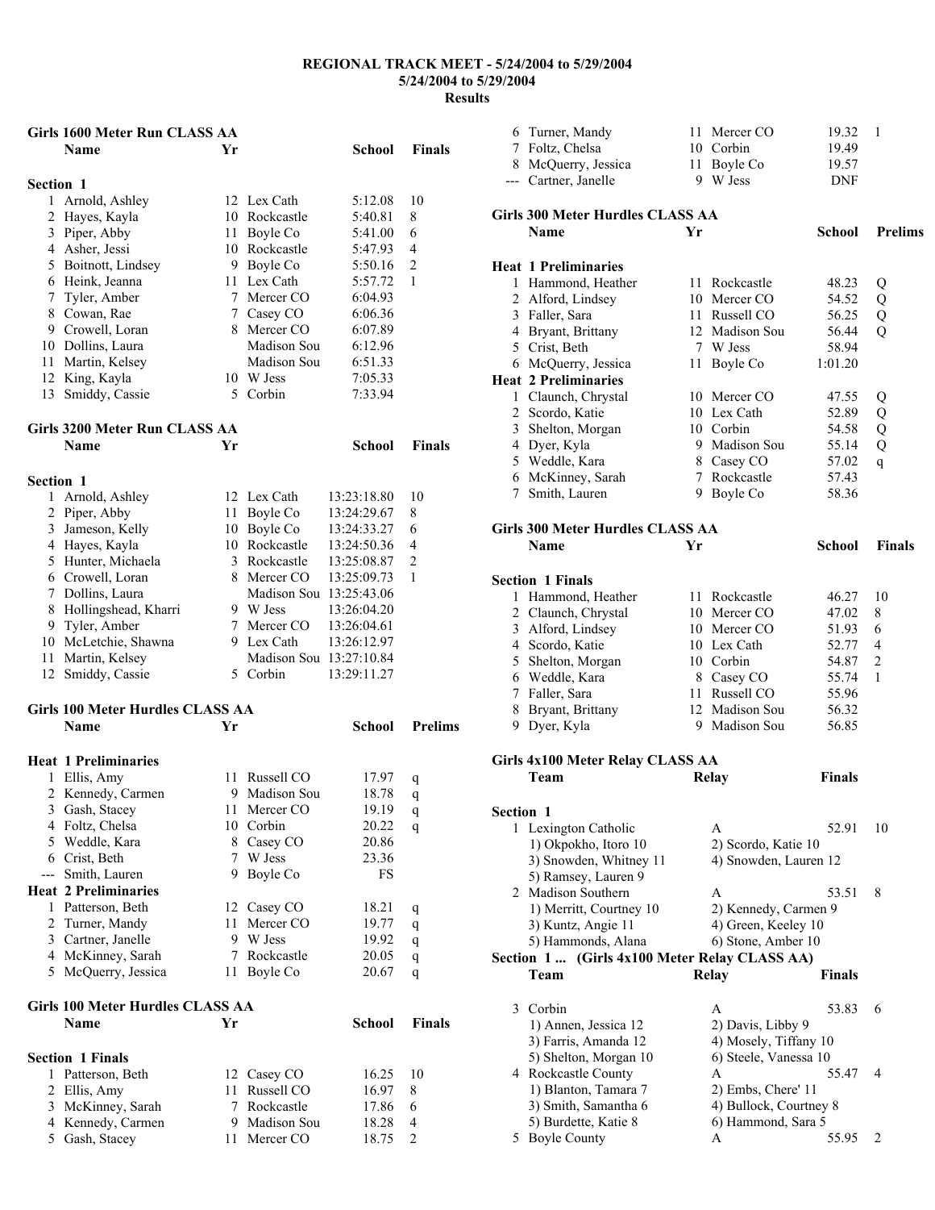**REGIONAL TRACK MEET - 5/24/2004 to 5/29/2004**
**5/24/2004 to 5/29/2004**
**Results**

### Girls 1600 Meter Run CLASS AA

**Section 1**

| | Name | Yr | School | Finals | |
|---|---|---|---|---|---|
| 1 | Arnold, Ashley | 12 | Lex Cath | 5:12.08 | 10 |
| 2 | Hayes, Kayla | 10 | Rockcastle | 5:40.81 | 8 |
| 3 | Piper, Abby | 11 | Boyle Co | 5:41.00 | 6 |
| 4 | Asher, Jessi | 10 | Rockcastle | 5:47.93 | 4 |
| 5 | Boitnott, Lindsey | 9 | Boyle Co | 5:50.16 | 2 |
| 6 | Heink, Jeanna | 11 | Lex Cath | 5:57.72 | 1 |
| 7 | Tyler, Amber | 7 | Mercer CO | 6:04.93 | |
| 8 | Cowan, Rae | 7 | Casey CO | 6:06.36 | |
| 9 | Crowell, Loran | 8 | Mercer CO | 6:07.89 | |
| 10 | Dollins, Laura | | Madison Sou | 6:12.96 | |
| 11 | Martin, Kelsey | | Madison Sou | 6:51.33 | |
| 12 | King, Kayla | 10 | W Jess | 7:05.33 | |
| 13 | Smiddy, Cassie | 5 | Corbin | 7:33.94 | |

### Girls 3200 Meter Run CLASS AA

**Section 1**

| | Name | Yr | School | Finals | |
|---|---|---|---|---|---|
| 1 | Arnold, Ashley | 12 | Lex Cath | 13:23:18.80 | 10 |
| 2 | Piper, Abby | 11 | Boyle Co | 13:24:29.67 | 8 |
| 3 | Jameson, Kelly | 10 | Boyle Co | 13:24:33.27 | 6 |
| 4 | Hayes, Kayla | 10 | Rockcastle | 13:24:50.36 | 4 |
| 5 | Hunter, Michaela | 3 | Rockcastle | 13:25:08.87 | 2 |
| 6 | Crowell, Loran | 8 | Mercer CO | 13:25:09.73 | 1 |
| 7 | Dollins, Laura | | Madison Sou | 13:25:43.06 | |
| 8 | Hollingshead, Kharri | 9 | W Jess | 13:26:04.20 | |
| 9 | Tyler, Amber | 7 | Mercer CO | 13:26:04.61 | |
| 10 | McLetchie, Shawna | 9 | Lex Cath | 13:26:12.97 | |
| 11 | Martin, Kelsey | | Madison Sou | 13:27:10.84 | |
| 12 | Smiddy, Cassie | 5 | Corbin | 13:29:11.27 | |

### Girls 100 Meter Hurdles CLASS AA

| | Name | Yr | School | Prelims | |
|---|---|---|---|---|---|
| **Heat 1 Preliminaries** | | | | | |
| 1 | Ellis, Amy | 11 | Russell CO | 17.97 | q |
| 2 | Kennedy, Carmen | 9 | Madison Sou | 18.78 | q |
| 3 | Gash, Stacey | 11 | Mercer CO | 19.19 | q |
| 4 | Foltz, Chelsa | 10 | Corbin | 20.22 | q |
| 5 | Weddle, Kara | 8 | Casey CO | 20.86 | |
| 6 | Crist, Beth | 7 | W Jess | 23.36 | |
| --- | Smith, Lauren | 9 | Boyle Co | FS | |
| **Heat 2 Preliminaries** | | | | | |
| 1 | Patterson, Beth | 12 | Casey CO | 18.21 | q |
| 2 | Turner, Mandy | 11 | Mercer CO | 19.77 | q |
| 3 | Cartner, Janelle | 9 | W Jess | 19.92 | q |
| 4 | McKinney, Sarah | 7 | Rockcastle | 20.05 | q |
| 5 | McQuerry, Jessica | 11 | Boyle Co | 20.67 | q |

### Girls 100 Meter Hurdles CLASS AA

**Section 1 Finals**

| | Name | Yr | School | Finals | |
|---|---|---|---|---|---|
| 1 | Patterson, Beth | 12 | Casey CO | 16.25 | 10 |
| 2 | Ellis, Amy | 11 | Russell CO | 16.97 | 8 |
| 3 | McKinney, Sarah | 7 | Rockcastle | 17.86 | 6 |
| 4 | Kennedy, Carmen | 9 | Madison Sou | 18.28 | 4 |
| 5 | Gash, Stacey | 11 | Mercer CO | 18.75 | 2 |
| 6 | Turner, Mandy | 11 | Mercer CO | 19.32 | 1 |
| 7 | Foltz, Chelsa | 10 | Corbin | 19.49 | |
| 8 | McQuerry, Jessica | 11 | Boyle Co | 19.57 | |
| --- | Cartner, Janelle | 9 | W Jess | DNF | |

### Girls 300 Meter Hurdles CLASS AA

| | Name | Yr | School | Prelims | |
|---|---|---|---|---|---|
| **Heat 1 Preliminaries** | | | | | |
| 1 | Hammond, Heather | 11 | Rockcastle | 48.23 | Q |
| 2 | Alford, Lindsey | 10 | Mercer CO | 54.52 | Q |
| 3 | Faller, Sara | 11 | Russell CO | 56.25 | Q |
| 4 | Bryant, Brittany | 12 | Madison Sou | 56.44 | Q |
| 5 | Crist, Beth | 7 | W Jess | 58.94 | |
| 6 | McQuerry, Jessica | 11 | Boyle Co | 1:01.20 | |
| **Heat 2 Preliminaries** | | | | | |
| 1 | Claunch, Chrystal | 10 | Mercer CO | 47.55 | Q |
| 2 | Scordo, Katie | 10 | Lex Cath | 52.89 | Q |
| 3 | Shelton, Morgan | 10 | Corbin | 54.58 | Q |
| 4 | Dyer, Kyla | 9 | Madison Sou | 55.14 | Q |
| 5 | Weddle, Kara | 8 | Casey CO | 57.02 | q |
| 6 | McKinney, Sarah | 7 | Rockcastle | 57.43 | |
| 7 | Smith, Lauren | 9 | Boyle Co | 58.36 | |

### Girls 300 Meter Hurdles CLASS AA

**Section 1 Finals**

| | Name | Yr | School | Finals | |
|---|---|---|---|---|---|
| 1 | Hammond, Heather | 11 | Rockcastle | 46.27 | 10 |
| 2 | Claunch, Chrystal | 10 | Mercer CO | 47.02 | 8 |
| 3 | Alford, Lindsey | 10 | Mercer CO | 51.93 | 6 |
| 4 | Scordo, Katie | 10 | Lex Cath | 52.77 | 4 |
| 5 | Shelton, Morgan | 10 | Corbin | 54.87 | 2 |
| 6 | Weddle, Kara | 8 | Casey CO | 55.74 | 1 |
| 7 | Faller, Sara | 11 | Russell CO | 55.96 | |
| 8 | Bryant, Brittany | 12 | Madison Sou | 56.32 | |
| 9 | Dyer, Kyla | 9 | Madison Sou | 56.85 | |

### Girls 4x100 Meter Relay CLASS AA

**Section 1**

| | Team | Relay | Finals | |
|---|---|---|---|---|
| 1 | Lexington Catholic | A | 52.91 | 10 |
| | 1) Okpokho, Itoro 10 | 2) Scordo, Katie 10 | | |
| | 3) Snowden, Whitney 11 | 4) Snowden, Lauren 12 | | |
| | 5) Ramsey, Lauren 9 | | | |
| 2 | Madison Southern | A | 53.51 | 8 |
| | 1) Merritt, Courtney 10 | 2) Kennedy, Carmen 9 | | |
| | 3) Kuntz, Angie 11 | 4) Green, Keeley 10 | | |
| | 5) Hammonds, Alana | 6) Stone, Amber 10 | | |

**Section 1 ... (Girls 4x100 Meter Relay CLASS AA)**

| | Team | Relay | Finals | |
|---|---|---|---|---|
| 3 | Corbin | A | 53.83 | 6 |
| | 1) Annen, Jessica 12 | 2) Davis, Libby 9 | | |
| | 3) Farris, Amanda 12 | 4) Mosely, Tiffany 10 | | |
| | 5) Shelton, Morgan 10 | 6) Steele, Vanessa 10 | | |
| 4 | Rockcastle County | A | 55.47 | 4 |
| | 1) Blanton, Tamara 7 | 2) Embs, Chere' 11 | | |
| | 3) Smith, Samantha 6 | 4) Bullock, Courtney 8 | | |
| | 5) Burdette, Katie 8 | 6) Hammond, Sara 5 | | |
| 5 | Boyle County | A | 55.95 | 2 |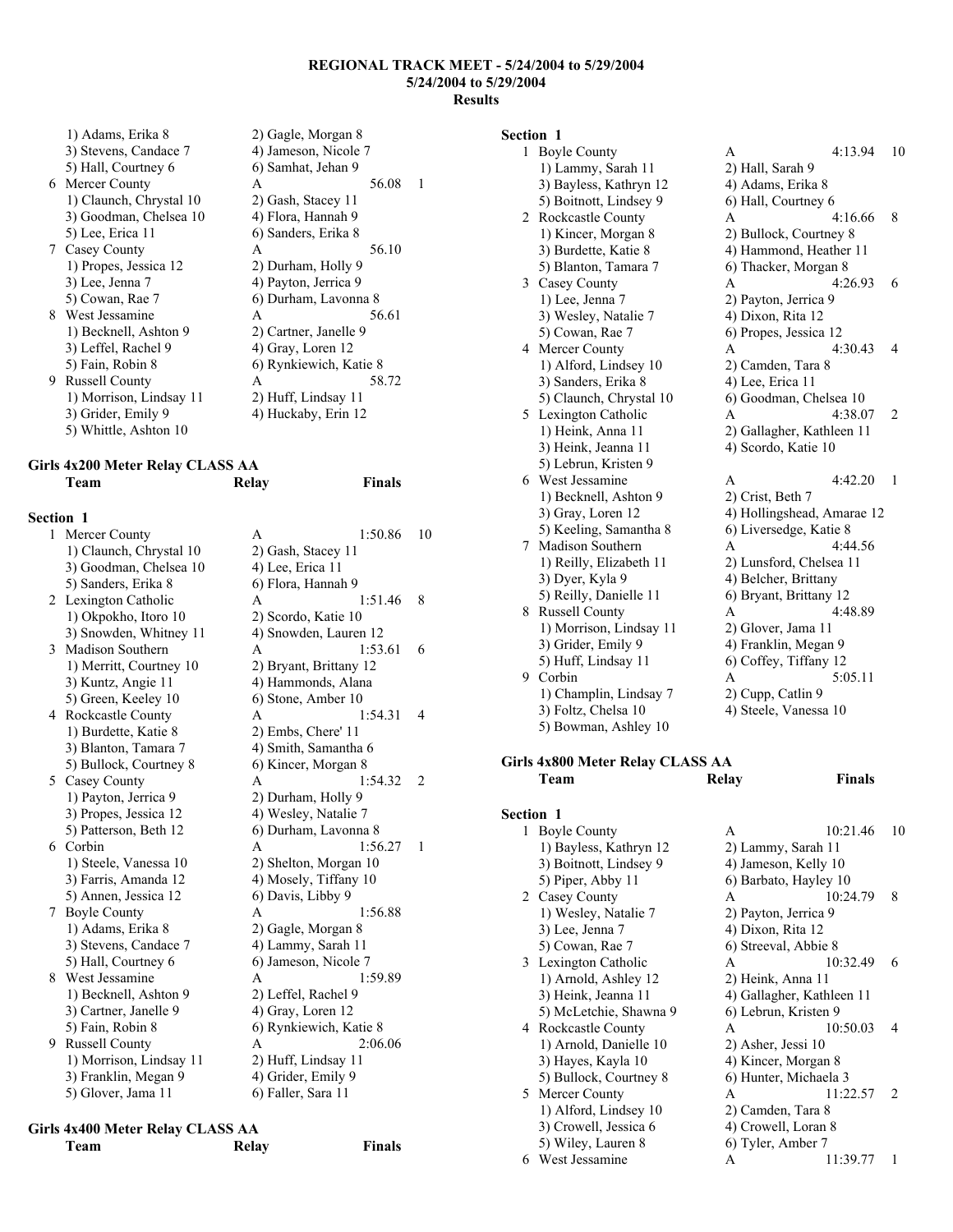**REGIONAL TRACK MEET - 5/24/2004 to 5/29/2004**
**5/24/2004 to 5/29/2004**
**Results**

1) Adams, Erika 8 2) Gagle, Morgan 8
3) Stevens, Candace 7 4) Jameson, Nicole 7
5) Hall, Courtney 6 6) Samhat, Jehan 9

6 Mercer County A 56.08 1
1) Claunch, Chrystal 10 2) Gash, Stacey 11
3) Goodman, Chelsea 10 4) Flora, Hannah 9
5) Lee, Erica 11 6) Sanders, Erika 8

7 Casey County A 56.10
1) Propes, Jessica 12 2) Durham, Holly 9
3) Lee, Jenna 7 4) Payton, Jerrica 9
5) Cowan, Rae 7 6) Durham, Lavonna 8

8 West Jessamine A 56.61
1) Becknell, Ashton 9 2) Cartner, Janelle 9
3) Leffel, Rachel 9 4) Gray, Loren 12
5) Fain, Robin 8 6) Rynkiewich, Katie 8

9 Russell County A 58.72
1) Morrison, Lindsay 11 2) Huff, Lindsay 11
3) Grider, Emily 9 4) Huckaby, Erin 12
5) Whittle, Ashton 10

**Girls 4x200 Meter Relay CLASS AA**

| Team | Relay | Finals | |
|---|---|---|---|

**Section 1**

1 Mercer County A 1:50.86 10
1) Claunch, Chrystal 10 2) Gash, Stacey 11
3) Goodman, Chelsea 10 4) Lee, Erica 11
5) Sanders, Erika 8 6) Flora, Hannah 9

2 Lexington Catholic A 1:51.46 8
1) Okpokho, Itoro 10 2) Scordo, Katie 10
3) Snowden, Whitney 11 4) Snowden, Lauren 12

3 Madison Southern A 1:53.61 6
1) Merritt, Courtney 10 2) Bryant, Brittany 12
3) Kuntz, Angie 11 4) Hammonds, Alana
5) Green, Keeley 10 6) Stone, Amber 10

4 Rockcastle County A 1:54.31 4
1) Burdette, Katie 8 2) Embs, Chere' 11
3) Blanton, Tamara 7 4) Smith, Samantha 6
5) Bullock, Courtney 8 6) Kincer, Morgan 8

5 Casey County A 1:54.32 2
1) Payton, Jerrica 9 2) Durham, Holly 9
3) Propes, Jessica 12 4) Wesley, Natalie 7
5) Patterson, Beth 12 6) Durham, Lavonna 8

6 Corbin A 1:56.27 1
1) Steele, Vanessa 10 2) Shelton, Morgan 10
3) Farris, Amanda 12 4) Mosely, Tiffany 10
5) Annen, Jessica 12 6) Davis, Libby 9

7 Boyle County A 1:56.88
1) Adams, Erika 8 2) Gagle, Morgan 8
3) Stevens, Candace 7 4) Lammy, Sarah 11
5) Hall, Courtney 6 6) Jameson, Nicole 7

8 West Jessamine A 1:59.89
1) Becknell, Ashton 9 2) Leffel, Rachel 9
3) Cartner, Janelle 9 4) Gray, Loren 12
5) Fain, Robin 8 6) Rynkiewich, Katie 8

9 Russell County A 2:06.06
1) Morrison, Lindsay 11 2) Huff, Lindsay 11
3) Franklin, Megan 9 4) Grider, Emily 9
5) Glover, Jama 11 6) Faller, Sara 11

**Girls 4x400 Meter Relay CLASS AA**

| Team | Relay | Finals | |
|---|---|---|---|

**Section 1**

1 Boyle County A 4:13.94 10
1) Lammy, Sarah 11 2) Hall, Sarah 9
3) Bayless, Kathryn 12 4) Adams, Erika 8
5) Boitnott, Lindsey 9 6) Hall, Courtney 6

2 Rockcastle County A 4:16.66 8
1) Kincer, Morgan 8 2) Bullock, Courtney 8
3) Burdette, Katie 8 4) Hammond, Heather 11
5) Blanton, Tamara 7 6) Thacker, Morgan 8

3 Casey County A 4:26.93 6
1) Lee, Jenna 7 2) Payton, Jerrica 9
3) Wesley, Natalie 7 4) Dixon, Rita 12
5) Cowan, Rae 7 6) Propes, Jessica 12

4 Mercer County A 4:30.43 4
1) Alford, Lindsey 10 2) Camden, Tara 8
3) Sanders, Erika 8 4) Lee, Erica 11
5) Claunch, Chrystal 10 6) Goodman, Chelsea 10

5 Lexington Catholic A 4:38.07 2
1) Heink, Anna 11 2) Gallagher, Kathleen 11
3) Heink, Jeanna 11 4) Scordo, Katie 10
5) Lebrun, Kristen 9

6 West Jessamine A 4:42.20 1
1) Becknell, Ashton 9 2) Crist, Beth 7
3) Gray, Loren 12 4) Hollingshead, Amarae 12
5) Keeling, Samantha 8 6) Liversedge, Katie 8

7 Madison Southern A 4:44.56
1) Reilly, Elizabeth 11 2) Lunsford, Chelsea 11
3) Dyer, Kyla 9 4) Belcher, Brittany
5) Reilly, Danielle 11 6) Bryant, Brittany 12

8 Russell County A 4:48.89
1) Morrison, Lindsay 11 2) Glover, Jama 11
3) Grider, Emily 9 4) Franklin, Megan 9
5) Huff, Lindsay 11 6) Coffey, Tiffany 12

9 Corbin A 5:05.11
1) Champlin, Lindsay 7 2) Cupp, Catlin 9
3) Foltz, Chelsa 10 4) Steele, Vanessa 10
5) Bowman, Ashley 10

**Girls 4x800 Meter Relay CLASS AA**

| Team | Relay | Finals | |
|---|---|---|---|

**Section 1**

1 Boyle County A 10:21.46 10
1) Bayless, Kathryn 12 2) Lammy, Sarah 11
3) Boitnott, Lindsey 9 4) Jameson, Kelly 10
5) Piper, Abby 11 6) Barbato, Hayley 10

2 Casey County A 10:24.79 8
1) Wesley, Natalie 7 2) Payton, Jerrica 9
3) Lee, Jenna 7 4) Dixon, Rita 12
5) Cowan, Rae 7 6) Streeval, Abbie 8

3 Lexington Catholic A 10:32.49 6
1) Arnold, Ashley 12 2) Heink, Anna 11
3) Heink, Jeanna 11 4) Gallagher, Kathleen 11
5) McLetchie, Shawna 9 6) Lebrun, Kristen 9

4 Rockcastle County A 10:50.03 4
1) Arnold, Danielle 10 2) Asher, Jessi 10
3) Hayes, Kayla 10 4) Kincer, Morgan 8
5) Bullock, Courtney 8 6) Hunter, Michaela 3

5 Mercer County A 11:22.57 2
1) Alford, Lindsey 10 2) Camden, Tara 8
3) Crowell, Jessica 6 4) Crowell, Loran 8
5) Wiley, Lauren 8 6) Tyler, Amber 7

6 West Jessamine A 11:39.77 1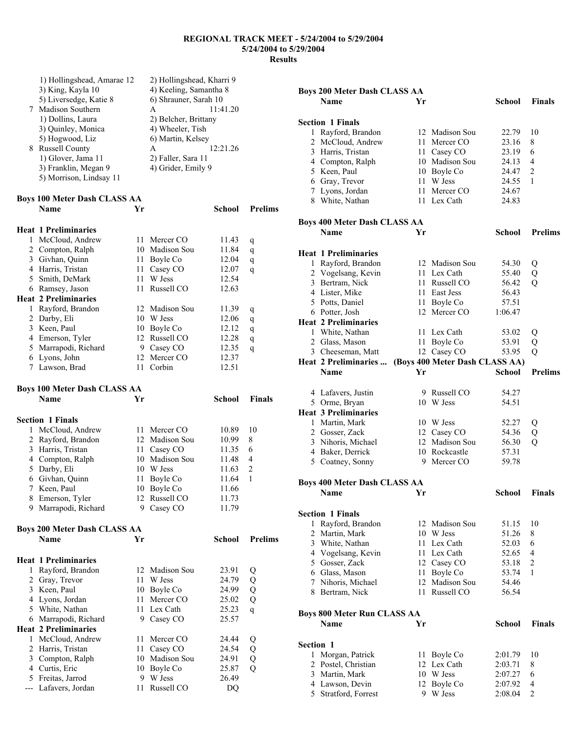# REGIONAL TRACK MEET - 5/24/2004 to 5/29/2004

## 5/24/2004 to 5/29/2004

## Results

| | | | |
|---|---|---|---|
| | 1) Hollingshead, Amarae 12 | 2) Hollingshead, Kharri 9 | |
| | 3) King, Kayla 10 | 4) Keeling, Samantha 8 | |
| | 5) Liversedge, Katie 8 | 6) Shrauner, Sarah 10 | |
| 7 | Madison Southern | A | 11:41.20 |
| | 1) Dollins, Laura | 2) Belcher, Brittany | |
| | 3) Quinley, Monica | 4) Wheeler, Tish | |
| | 5) Hogwood, Liz | 6) Martin, Kelsey | |
| 8 | Russell County | A | 12:21.26 |
| | 1) Glover, Jama 11 | 2) Faller, Sara 11 | |
| | 3) Franklin, Megan 9 | 4) Grider, Emily 9 | |
| | 5) Morrison, Lindsay 11 | | |

### Boys 100 Meter Dash CLASS AA

| | Name | Yr | School | Prelims | |
|---|---|---|---|---|---|
| **Heat 1 Preliminaries** | | | | | |
| 1 | McCloud, Andrew | 11 | Mercer CO | 11.43 | q |
| 2 | Compton, Ralph | 10 | Madison Sou | 11.84 | q |
| 3 | Givhan, Quinn | 11 | Boyle Co | 12.04 | q |
| 4 | Harris, Tristan | 11 | Casey CO | 12.07 | q |
| 5 | Smith, DeMark | 11 | W Jess | 12.54 | |
| 6 | Ramsey, Jason | 11 | Russell CO | 12.63 | |
| **Heat 2 Preliminaries** | | | | | |
| 1 | Rayford, Brandon | 12 | Madison Sou | 11.39 | q |
| 2 | Darby, Eli | 10 | W Jess | 12.06 | q |
| 3 | Keen, Paul | 10 | Boyle Co | 12.12 | q |
| 4 | Emerson, Tyler | 12 | Russell CO | 12.28 | q |
| 5 | Marrapodi, Richard | 9 | Casey CO | 12.35 | q |
| 6 | Lyons, John | 12 | Mercer CO | 12.37 | |
| 7 | Lawson, Brad | 11 | Corbin | 12.51 | |

### Boys 100 Meter Dash CLASS AA

| | Name | Yr | School | Finals | |
|---|---|---|---|---|---|
| **Section 1 Finals** | | | | | |
| 1 | McCloud, Andrew | 11 | Mercer CO | 10.89 | 10 |
| 2 | Rayford, Brandon | 12 | Madison Sou | 10.99 | 8 |
| 3 | Harris, Tristan | 11 | Casey CO | 11.35 | 6 |
| 4 | Compton, Ralph | 10 | Madison Sou | 11.48 | 4 |
| 5 | Darby, Eli | 10 | W Jess | 11.63 | 2 |
| 6 | Givhan, Quinn | 11 | Boyle Co | 11.64 | 1 |
| 7 | Keen, Paul | 10 | Boyle Co | 11.66 | |
| 8 | Emerson, Tyler | 12 | Russell CO | 11.73 | |
| 9 | Marrapodi, Richard | 9 | Casey CO | 11.79 | |

### Boys 200 Meter Dash CLASS AA

| | Name | Yr | School | Prelims | |
|---|---|---|---|---|---|
| **Heat 1 Preliminaries** | | | | | |
| 1 | Rayford, Brandon | 12 | Madison Sou | 23.91 | Q |
| 2 | Gray, Trevor | 11 | W Jess | 24.79 | Q |
| 3 | Keen, Paul | 10 | Boyle Co | 24.99 | Q |
| 4 | Lyons, Jordan | 11 | Mercer CO | 25.02 | Q |
| 5 | White, Nathan | 11 | Lex Cath | 25.23 | q |
| 6 | Marrapodi, Richard | 9 | Casey CO | 25.57 | |
| **Heat 2 Preliminaries** | | | | | |
| 1 | McCloud, Andrew | 11 | Mercer CO | 24.44 | Q |
| 2 | Harris, Tristan | 11 | Casey CO | 24.54 | Q |
| 3 | Compton, Ralph | 10 | Madison Sou | 24.91 | Q |
| 4 | Curtis, Eric | 10 | Boyle Co | 25.87 | Q |
| 5 | Freitas, Jarrod | 9 | W Jess | 26.49 | |
| --- | Lafavers, Jordan | 11 | Russell CO | DQ | |

### Boys 200 Meter Dash CLASS AA

| | Name | Yr | School | Finals | |
|---|---|---|---|---|---|
| **Section 1 Finals** | | | | | |
| 1 | Rayford, Brandon | 12 | Madison Sou | 22.79 | 10 |
| 2 | McCloud, Andrew | 11 | Mercer CO | 23.16 | 8 |
| 3 | Harris, Tristan | 11 | Casey CO | 23.19 | 6 |
| 4 | Compton, Ralph | 10 | Madison Sou | 24.13 | 4 |
| 5 | Keen, Paul | 10 | Boyle Co | 24.47 | 2 |
| 6 | Gray, Trevor | 11 | W Jess | 24.55 | 1 |
| 7 | Lyons, Jordan | 11 | Mercer CO | 24.67 | |
| 8 | White, Nathan | 11 | Lex Cath | 24.83 | |

### Boys 400 Meter Dash CLASS AA

| | Name | Yr | School | Prelims | |
|---|---|---|---|---|---|
| **Heat 1 Preliminaries** | | | | | |
| 1 | Rayford, Brandon | 12 | Madison Sou | 54.30 | Q |
| 2 | Vogelsang, Kevin | 11 | Lex Cath | 55.40 | Q |
| 3 | Bertram, Nick | 11 | Russell CO | 56.42 | Q |
| 4 | Lister, Mike | 11 | East Jess | 56.43 | |
| 5 | Potts, Daniel | 11 | Boyle Co | 57.51 | |
| 6 | Potter, Josh | 12 | Mercer CO | 1:06.47 | |
| **Heat 2 Preliminaries** | | | | | |
| 1 | White, Nathan | 11 | Lex Cath | 53.02 | Q |
| 2 | Glass, Mason | 11 | Boyle Co | 53.91 | Q |
| 3 | Cheeseman, Matt | 12 | Casey CO | 53.95 | Q |
| 4 | Lafavers, Justin | 9 | Russell CO | 54.27 | |
| 5 | Orme, Bryan | 10 | W Jess | 54.51 | |
| **Heat 3 Preliminaries** | | | | | |
| 1 | Martin, Mark | 10 | W Jess | 52.27 | Q |
| 2 | Gosser, Zack | 12 | Casey CO | 54.36 | Q |
| 3 | Nihoris, Michael | 12 | Madison Sou | 56.30 | Q |
| 4 | Baker, Derrick | 10 | Rockcastle | 57.31 | |
| 5 | Coatney, Sonny | 9 | Mercer CO | 59.78 | |

### Boys 400 Meter Dash CLASS AA

| | Name | Yr | School | Finals | |
|---|---|---|---|---|---|
| **Section 1 Finals** | | | | | |
| 1 | Rayford, Brandon | 12 | Madison Sou | 51.15 | 10 |
| 2 | Martin, Mark | 10 | W Jess | 51.26 | 8 |
| 3 | White, Nathan | 11 | Lex Cath | 52.03 | 6 |
| 4 | Vogelsang, Kevin | 11 | Lex Cath | 52.65 | 4 |
| 5 | Gosser, Zack | 12 | Casey CO | 53.18 | 2 |
| 6 | Glass, Mason | 11 | Boyle Co | 53.74 | 1 |
| 7 | Nihoris, Michael | 12 | Madison Sou | 54.46 | |
| 8 | Bertram, Nick | 11 | Russell CO | 56.54 | |

### Boys 800 Meter Run CLASS AA

| | Name | Yr | School | Finals | |
|---|---|---|---|---|---|
| **Section 1** | | | | | |
| 1 | Morgan, Patrick | 11 | Boyle Co | 2:01.79 | 10 |
| 2 | Postel, Christian | 12 | Lex Cath | 2:03.71 | 8 |
| 3 | Martin, Mark | 10 | W Jess | 2:07.27 | 6 |
| 4 | Lawson, Devin | 12 | Boyle Co | 2:07.92 | 4 |
| 5 | Stratford, Forrest | 9 | W Jess | 2:08.04 | 2 |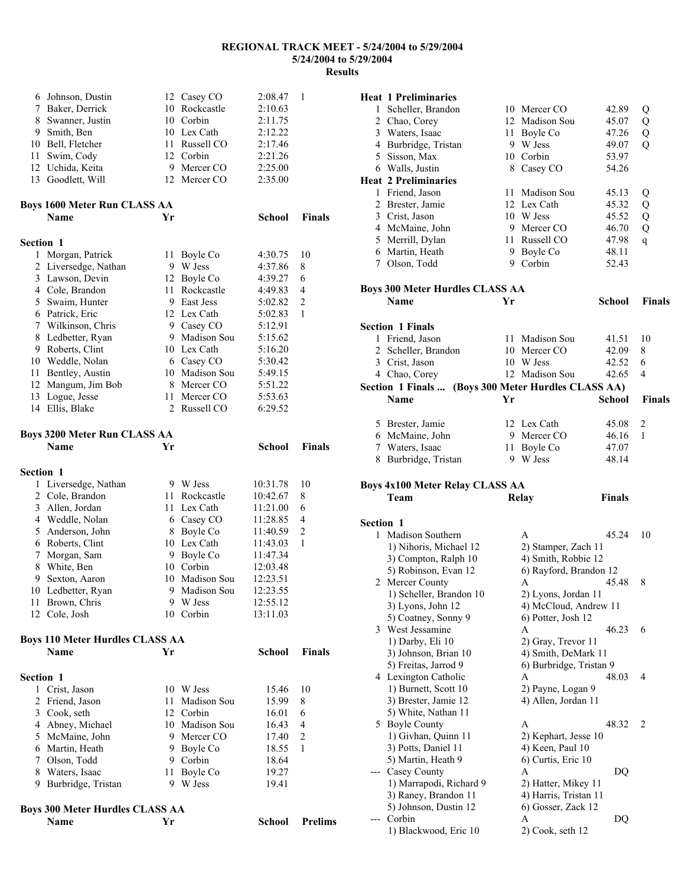# REGIONAL TRACK MEET - 5/24/2004 to 5/29/2004
## 5/24/2004 to 5/29/2004
## Results

| | Name | Yr | School | Finals | Points |
|---|---|---|---|---|---|
| 6 | Johnson, Dustin | 12 | Casey CO | 2:08.47 | 1 |
| 7 | Baker, Derrick | 10 | Rockcastle | 2:10.63 | |
| 8 | Swanner, Justin | 10 | Corbin | 2:11.75 | |
| 9 | Smith, Ben | 10 | Lex Cath | 2:12.22 | |
| 10 | Bell, Fletcher | 11 | Russell CO | 2:17.46 | |
| 11 | Swim, Cody | 12 | Corbin | 2:21.26 | |
| 12 | Uchida, Keita | 9 | Mercer CO | 2:25.00 | |
| 13 | Goodlett, Will | 12 | Mercer CO | 2:35.00 | |

### Boys 1600 Meter Run CLASS AA

**Section 1**

| | Name | Yr | School | Finals | Points |
|---|---|---|---|---|---|
| 1 | Morgan, Patrick | 11 | Boyle Co | 4:30.75 | 10 |
| 2 | Liversedge, Nathan | 9 | W Jess | 4:37.86 | 8 |
| 3 | Lawson, Devin | 12 | Boyle Co | 4:39.27 | 6 |
| 4 | Cole, Brandon | 11 | Rockcastle | 4:49.83 | 4 |
| 5 | Swaim, Hunter | 9 | East Jess | 5:02.82 | 2 |
| 6 | Patrick, Eric | 12 | Lex Cath | 5:02.83 | 1 |
| 7 | Wilkinson, Chris | 9 | Casey CO | 5:12.91 | |
| 8 | Ledbetter, Ryan | 9 | Madison Sou | 5:15.62 | |
| 9 | Roberts, Clint | 10 | Lex Cath | 5:16.20 | |
| 10 | Weddle, Nolan | 6 | Casey CO | 5:30.42 | |
| 11 | Bentley, Austin | 10 | Madison Sou | 5:49.15 | |
| 12 | Mangum, Jim Bob | 8 | Mercer CO | 5:51.22 | |
| 13 | Logue, Jesse | 11 | Mercer CO | 5:53.63 | |
| 14 | Ellis, Blake | 2 | Russell CO | 6:29.52 | |

### Boys 3200 Meter Run CLASS AA

**Section 1**

| | Name | Yr | School | Finals | Points |
|---|---|---|---|---|---|
| 1 | Liversedge, Nathan | 9 | W Jess | 10:31.78 | 10 |
| 2 | Cole, Brandon | 11 | Rockcastle | 10:42.67 | 8 |
| 3 | Allen, Jordan | 11 | Lex Cath | 11:21.00 | 6 |
| 4 | Weddle, Nolan | 6 | Casey CO | 11:28.85 | 4 |
| 5 | Anderson, John | 8 | Boyle Co | 11:40.59 | 2 |
| 6 | Roberts, Clint | 10 | Lex Cath | 11:43.03 | 1 |
| 7 | Morgan, Sam | 9 | Boyle Co | 11:47.34 | |
| 8 | White, Ben | 10 | Corbin | 12:03.48 | |
| 9 | Sexton, Aaron | 10 | Madison Sou | 12:23.51 | |
| 10 | Ledbetter, Ryan | 9 | Madison Sou | 12:23.55 | |
| 11 | Brown, Chris | 9 | W Jess | 12:55.12 | |
| 12 | Cole, Josh | 10 | Corbin | 13:11.03 | |

### Boys 110 Meter Hurdles CLASS AA

**Section 1**

| | Name | Yr | School | Finals | Points |
|---|---|---|---|---|---|
| 1 | Crist, Jason | 10 | W Jess | 15.46 | 10 |
| 2 | Friend, Jason | 11 | Madison Sou | 15.99 | 8 |
| 3 | Cook, seth | 12 | Corbin | 16.01 | 6 |
| 4 | Abney, Michael | 10 | Madison Sou | 16.43 | 4 |
| 5 | McMaine, John | 9 | Mercer CO | 17.40 | 2 |
| 6 | Martin, Heath | 9 | Boyle Co | 18.55 | 1 |
| 7 | Olson, Todd | 9 | Corbin | 18.64 | |
| 8 | Waters, Isaac | 11 | Boyle Co | 19.27 | |
| 9 | Burbridge, Tristan | 9 | W Jess | 19.41 | |

### Boys 300 Meter Hurdles CLASS AA

**Heat 1 Preliminaries**

| | Name | Yr | School | Prelims | |
|---|---|---|---|---|---|
| 1 | Scheller, Brandon | 10 | Mercer CO | 42.89 | Q |
| 2 | Chao, Corey | 12 | Madison Sou | 45.07 | Q |
| 3 | Waters, Isaac | 11 | Boyle Co | 47.26 | Q |
| 4 | Burbridge, Tristan | 9 | W Jess | 49.07 | Q |
| 5 | Sisson, Max | 10 | Corbin | 53.97 | |
| 6 | Walls, Justin | 8 | Casey CO | 54.26 | |

**Heat 2 Preliminaries**

| | Name | Yr | School | Prelims | |
|---|---|---|---|---|---|
| 1 | Friend, Jason | 11 | Madison Sou | 45.13 | Q |
| 2 | Brester, Jamie | 12 | Lex Cath | 45.32 | Q |
| 3 | Crist, Jason | 10 | W Jess | 45.52 | Q |
| 4 | McMaine, John | 9 | Mercer CO | 46.70 | Q |
| 5 | Merrill, Dylan | 11 | Russell CO | 47.98 | q |
| 6 | Martin, Heath | 9 | Boyle Co | 48.11 | |
| 7 | Olson, Todd | 9 | Corbin | 52.43 | |

### Boys 300 Meter Hurdles CLASS AA

**Section 1 Finals**

| | Name | Yr | School | Finals | Points |
|---|---|---|---|---|---|
| 1 | Friend, Jason | 11 | Madison Sou | 41.51 | 10 |
| 2 | Scheller, Brandon | 10 | Mercer CO | 42.09 | 8 |
| 3 | Crist, Jason | 10 | W Jess | 42.52 | 6 |
| 4 | Chao, Corey | 12 | Madison Sou | 42.65 | 4 |
| 5 | Brester, Jamie | 12 | Lex Cath | 45.08 | 2 |
| 6 | McMaine, John | 9 | Mercer CO | 46.16 | 1 |
| 7 | Waters, Isaac | 11 | Boyle Co | 47.07 | |
| 8 | Burbridge, Tristan | 9 | W Jess | 48.14 | |

### Boys 4x100 Meter Relay CLASS AA

**Section 1**

| | Team | Relay | Finals | Points |
|---|---|---|---|---|
| 1 | Madison Southern | A | 45.24 | 10 |
| | 1) Nihoris, Michael 12 | 2) Stamper, Zach 11 | | |
| | 3) Compton, Ralph 10 | 4) Smith, Robbie 12 | | |
| | 5) Robinson, Evan 12 | 6) Rayford, Brandon 12 | | |
| 2 | Mercer County | A | 45.48 | 8 |
| | 1) Scheller, Brandon 10 | 2) Lyons, Jordan 11 | | |
| | 3) Lyons, John 12 | 4) McCloud, Andrew 11 | | |
| | 5) Coatney, Sonny 9 | 6) Potter, Josh 12 | | |
| 3 | West Jessamine | A | 46.23 | 6 |
| | 1) Darby, Eli 10 | 2) Gray, Trevor 11 | | |
| | 3) Johnson, Brian 10 | 4) Smith, DeMark 11 | | |
| | 5) Freitas, Jarrod 9 | 6) Burbridge, Tristan 9 | | |
| 4 | Lexington Catholic | A | 48.03 | 4 |
| | 1) Burnett, Scott 10 | 2) Payne, Logan 9 | | |
| | 3) Brester, Jamie 12 | 4) Allen, Jordan 11 | | |
| | 5) White, Nathan 11 | | | |
| 5 | Boyle County | A | 48.32 | 2 |
| | 1) Givhan, Quinn 11 | 2) Kephart, Jesse 10 | | |
| | 3) Potts, Daniel 11 | 4) Keen, Paul 10 | | |
| | 5) Martin, Heath 9 | 6) Curtis, Eric 10 | | |
| --- | Casey County | A | DQ | |
| | 1) Marrapodi, Richard 9 | 2) Hatter, Mikey 11 | | |
| | 3) Raney, Brandon 11 | 4) Harris, Tristan 11 | | |
| | 5) Johnson, Dustin 12 | 6) Gosser, Zack 12 | | |
| --- | Corbin | A | DQ | |
| | 1) Blackwood, Eric 10 | 2) Cook, seth 12 | | |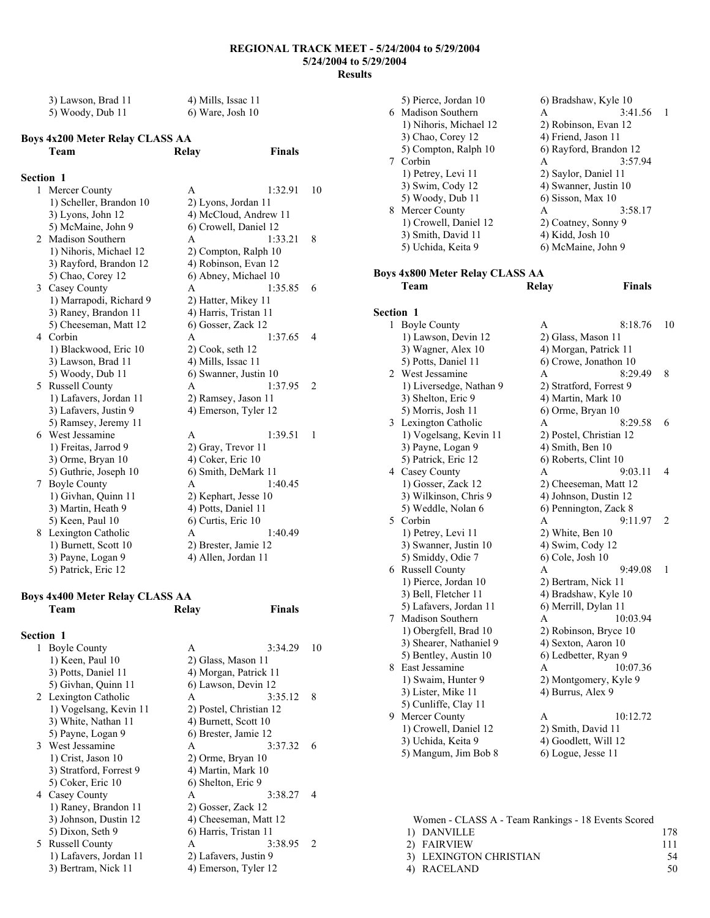**REGIONAL TRACK MEET - 5/24/2004 to 5/29/2004**
**5/24/2004 to 5/29/2004**
**Results**

| | |
|---|---|
| 3) Lawson, Brad 11 | 4) Mills, Issac 11 |
| 5) Woody, Dub 11 | 6) Ware, Josh 10 |

### Boys 4x200 Meter Relay CLASS AA

| | Team | Relay | Finals | |
|---|---|---|---|---|
| **Section 1** | | | | |
| 1 | Mercer County | A | 1:32.91 | 10 |
| | 1) Scheller, Brandon 10 | 2) Lyons, Jordan 11 | | |
| | 3) Lyons, John 12 | 4) McCloud, Andrew 11 | | |
| | 5) McMaine, John 9 | 6) Crowell, Daniel 12 | | |
| 2 | Madison Southern | A | 1:33.21 | 8 |
| | 1) Nihoris, Michael 12 | 2) Compton, Ralph 10 | | |
| | 3) Rayford, Brandon 12 | 4) Robinson, Evan 12 | | |
| | 5) Chao, Corey 12 | 6) Abney, Michael 10 | | |
| 3 | Casey County | A | 1:35.85 | 6 |
| | 1) Marrapodi, Richard 9 | 2) Hatter, Mikey 11 | | |
| | 3) Raney, Brandon 11 | 4) Harris, Tristan 11 | | |
| | 5) Cheeseman, Matt 12 | 6) Gosser, Zack 12 | | |
| 4 | Corbin | A | 1:37.65 | 4 |
| | 1) Blackwood, Eric 10 | 2) Cook, seth 12 | | |
| | 3) Lawson, Brad 11 | 4) Mills, Issac 11 | | |
| | 5) Woody, Dub 11 | 6) Swanner, Justin 10 | | |
| 5 | Russell County | A | 1:37.95 | 2 |
| | 1) Lafavers, Jordan 11 | 2) Ramsey, Jason 11 | | |
| | 3) Lafavers, Justin 9 | 4) Emerson, Tyler 12 | | |
| | 5) Ramsey, Jeremy 11 | | | |
| 6 | West Jessamine | A | 1:39.51 | 1 |
| | 1) Freitas, Jarrod 9 | 2) Gray, Trevor 11 | | |
| | 3) Orme, Bryan 10 | 4) Coker, Eric 10 | | |
| | 5) Guthrie, Joseph 10 | 6) Smith, DeMark 11 | | |
| 7 | Boyle County | A | 1:40.45 | |
| | 1) Givhan, Quinn 11 | 2) Kephart, Jesse 10 | | |
| | 3) Martin, Heath 9 | 4) Potts, Daniel 11 | | |
| | 5) Keen, Paul 10 | 6) Curtis, Eric 10 | | |
| 8 | Lexington Catholic | A | 1:40.49 | |
| | 1) Burnett, Scott 10 | 2) Brester, Jamie 12 | | |
| | 3) Payne, Logan 9 | 4) Allen, Jordan 11 | | |
| | 5) Patrick, Eric 12 | | | |

### Boys 4x400 Meter Relay CLASS AA

| | Team | Relay | Finals | |
|---|---|---|---|---|
| **Section 1** | | | | |
| 1 | Boyle County | A | 3:34.29 | 10 |
| | 1) Keen, Paul 10 | 2) Glass, Mason 11 | | |
| | 3) Potts, Daniel 11 | 4) Morgan, Patrick 11 | | |
| | 5) Givhan, Quinn 11 | 6) Lawson, Devin 12 | | |
| 2 | Lexington Catholic | A | 3:35.12 | 8 |
| | 1) Vogelsang, Kevin 11 | 2) Postel, Christian 12 | | |
| | 3) White, Nathan 11 | 4) Burnett, Scott 10 | | |
| | 5) Payne, Logan 9 | 6) Brester, Jamie 12 | | |
| 3 | West Jessamine | A | 3:37.32 | 6 |
| | 1) Crist, Jason 10 | 2) Orme, Bryan 10 | | |
| | 3) Stratford, Forrest 9 | 4) Martin, Mark 10 | | |
| | 5) Coker, Eric 10 | 6) Shelton, Eric 9 | | |
| 4 | Casey County | A | 3:38.27 | 4 |
| | 1) Raney, Brandon 11 | 2) Gosser, Zack 12 | | |
| | 3) Johnson, Dustin 12 | 4) Cheeseman, Matt 12 | | |
| | 5) Dixon, Seth 9 | 6) Harris, Tristan 11 | | |
| 5 | Russell County | A | 3:38.95 | 2 |
| | 1) Lafavers, Jordan 11 | 2) Lafavers, Justin 9 | | |
| | 3) Bertram, Nick 11 | 4) Emerson, Tyler 12 | | |
| | 5) Pierce, Jordan 10 | 6) Bradshaw, Kyle 10 | | |
| 6 | Madison Southern | A | 3:41.56 | 1 |
| | 1) Nihoris, Michael 12 | 2) Robinson, Evan 12 | | |
| | 3) Chao, Corey 12 | 4) Friend, Jason 11 | | |
| | 5) Compton, Ralph 10 | 6) Rayford, Brandon 12 | | |
| 7 | Corbin | A | 3:57.94 | |
| | 1) Petrey, Levi 11 | 2) Saylor, Daniel 11 | | |
| | 3) Swim, Cody 12 | 4) Swanner, Justin 10 | | |
| | 5) Woody, Dub 11 | 6) Sisson, Max 10 | | |
| 8 | Mercer County | A | 3:58.17 | |
| | 1) Crowell, Daniel 12 | 2) Coatney, Sonny 9 | | |
| | 3) Smith, David 11 | 4) Kidd, Josh 10 | | |
| | 5) Uchida, Keita 9 | 6) McMaine, John 9 | | |

### Boys 4x800 Meter Relay CLASS AA

| | Team | Relay | Finals | |
|---|---|---|---|---|
| **Section 1** | | | | |
| 1 | Boyle County | A | 8:18.76 | 10 |
| | 1) Lawson, Devin 12 | 2) Glass, Mason 11 | | |
| | 3) Wagner, Alex 10 | 4) Morgan, Patrick 11 | | |
| | 5) Potts, Daniel 11 | 6) Crowe, Jonathon 10 | | |
| 2 | West Jessamine | A | 8:29.49 | 8 |
| | 1) Liversedge, Nathan 9 | 2) Stratford, Forrest 9 | | |
| | 3) Shelton, Eric 9 | 4) Martin, Mark 10 | | |
| | 5) Morris, Josh 11 | 6) Orme, Bryan 10 | | |
| 3 | Lexington Catholic | A | 8:29.58 | 6 |
| | 1) Vogelsang, Kevin 11 | 2) Postel, Christian 12 | | |
| | 3) Payne, Logan 9 | 4) Smith, Ben 10 | | |
| | 5) Patrick, Eric 12 | 6) Roberts, Clint 10 | | |
| 4 | Casey County | A | 9:03.11 | 4 |
| | 1) Gosser, Zack 12 | 2) Cheeseman, Matt 12 | | |
| | 3) Wilkinson, Chris 9 | 4) Johnson, Dustin 12 | | |
| | 5) Weddle, Nolan 6 | 6) Pennington, Zack 8 | | |
| 5 | Corbin | A | 9:11.97 | 2 |
| | 1) Petrey, Levi 11 | 2) White, Ben 10 | | |
| | 3) Swanner, Justin 10 | 4) Swim, Cody 12 | | |
| | 5) Smiddy, Odie 7 | 6) Cole, Josh 10 | | |
| 6 | Russell County | A | 9:49.08 | 1 |
| | 1) Pierce, Jordan 10 | 2) Bertram, Nick 11 | | |
| | 3) Bell, Fletcher 11 | 4) Bradshaw, Kyle 10 | | |
| | 5) Lafavers, Jordan 11 | 6) Merrill, Dylan 11 | | |
| 7 | Madison Southern | A | 10:03.94 | |
| | 1) Obergfell, Brad 10 | 2) Robinson, Bryce 10 | | |
| | 3) Shearer, Nathaniel 9 | 4) Sexton, Aaron 10 | | |
| | 5) Bentley, Austin 10 | 6) Ledbetter, Ryan 9 | | |
| 8 | East Jessamine | A | 10:07.36 | |
| | 1) Swaim, Hunter 9 | 2) Montgomery, Kyle 9 | | |
| | 3) Lister, Mike 11 | 4) Burrus, Alex 9 | | |
| | 5) Cunliffe, Clay 11 | | | |
| 9 | Mercer County | A | 10:12.72 | |
| | 1) Crowell, Daniel 12 | 2) Smith, David 11 | | |
| | 3) Uchida, Keita 9 | 4) Goodlett, Will 12 | | |
| | 5) Mangum, Jim Bob 8 | 6) Logue, Jesse 11 | | |

Women - CLASS A - Team Rankings - 18 Events Scored

| | | |
|---|---|---|
| 1) | DANVILLE | 178 |
| 2) | FAIRVIEW | 111 |
| 3) | LEXINGTON CHRISTIAN | 54 |
| 4) | RACELAND | 50 |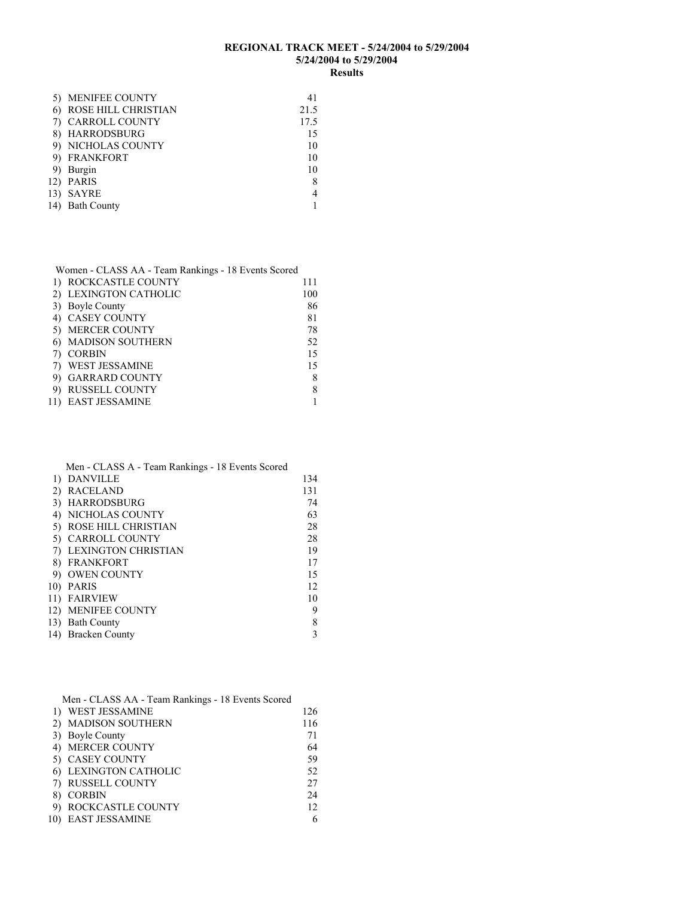**REGIONAL TRACK MEET - 5/24/2004 to 5/29/2004**
**5/24/2004 to 5/29/2004**
**Results**

| | | |
|---|---|---|
| 5) | MENIFEE COUNTY | 41 |
| 6) | ROSE HILL CHRISTIAN | 21.5 |
| 7) | CARROLL COUNTY | 17.5 |
| 8) | HARRODSBURG | 15 |
| 9) | NICHOLAS COUNTY | 10 |
| 9) | FRANKFORT | 10 |
| 9) | Burgin | 10 |
| 12) | PARIS | 8 |
| 13) | SAYRE | 4 |
| 14) | Bath County | 1 |

Women - CLASS AA - Team Rankings - 18 Events Scored

| | | |
|---|---|---|
| 1) | ROCKCASTLE COUNTY | 111 |
| 2) | LEXINGTON CATHOLIC | 100 |
| 3) | Boyle County | 86 |
| 4) | CASEY COUNTY | 81 |
| 5) | MERCER COUNTY | 78 |
| 6) | MADISON SOUTHERN | 52 |
| 7) | CORBIN | 15 |
| 7) | WEST JESSAMINE | 15 |
| 9) | GARRARD COUNTY | 8 |
| 9) | RUSSELL COUNTY | 8 |
| 11) | EAST JESSAMINE | 1 |

Men - CLASS A - Team Rankings - 18 Events Scored

| | | |
|---|---|---|
| 1) | DANVILLE | 134 |
| 2) | RACELAND | 131 |
| 3) | HARRODSBURG | 74 |
| 4) | NICHOLAS COUNTY | 63 |
| 5) | ROSE HILL CHRISTIAN | 28 |
| 5) | CARROLL COUNTY | 28 |
| 7) | LEXINGTON CHRISTIAN | 19 |
| 8) | FRANKFORT | 17 |
| 9) | OWEN COUNTY | 15 |
| 10) | PARIS | 12 |
| 11) | FAIRVIEW | 10 |
| 12) | MENIFEE COUNTY | 9 |
| 13) | Bath County | 8 |
| 14) | Bracken County | 3 |

Men - CLASS AA - Team Rankings - 18 Events Scored

| | | |
|---|---|---|
| 1) | WEST JESSAMINE | 126 |
| 2) | MADISON SOUTHERN | 116 |
| 3) | Boyle County | 71 |
| 4) | MERCER COUNTY | 64 |
| 5) | CASEY COUNTY | 59 |
| 6) | LEXINGTON CATHOLIC | 52 |
| 7) | RUSSELL COUNTY | 27 |
| 8) | CORBIN | 24 |
| 9) | ROCKCASTLE COUNTY | 12 |
| 10) | EAST JESSAMINE | 6 |